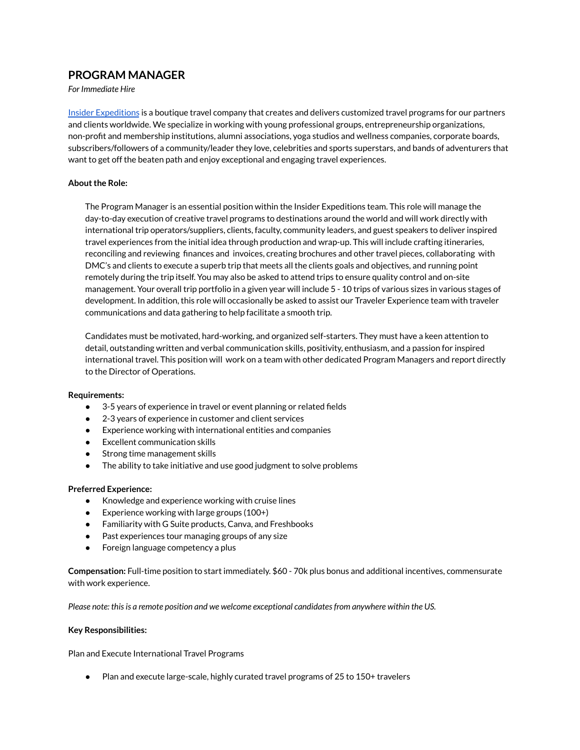# PROGRAM MANAGER

*For Immediate Hire*

[Insider Expeditions](#) is a boutique travel company that creates and delivers customized travel programs for our partners and clients worldwide. We specialize in working with young professional groups, entrepreneurship organizations, non-profit and membership institutions, alumni associations, yoga studios and wellness companies, corporate boards, subscribers/followers of a community/leader they love, celebrities and sports superstars, and bands of adventurers that want to get off the beaten path and enjoy exceptional and engaging travel experiences.

**About the Role:**

The Program Manager is an essential position within the Insider Expeditions team. This role will manage the day-to-day execution of creative travel programs to destinations around the world and will work directly with international trip operators/suppliers, clients, faculty, community leaders, and guest speakers to deliver inspired travel experiences from the initial idea through production and wrap-up. This will include crafting itineraries, reconciling and reviewing finances and invoices, creating brochures and other travel pieces, collaborating with DMC's and clients to execute a superb trip that meets all the clients goals and objectives, and running point remotely during the trip itself. You may also be asked to attend trips to ensure quality control and on-site management. Your overall trip portfolio in a given year will include 5 - 10 trips of various sizes in various stages of development. In addition, this role will occasionally be asked to assist our Traveler Experience team with traveler communications and data gathering to help facilitate a smooth trip.

Candidates must be motivated, hard-working, and organized self-starters. They must have a keen attention to detail, outstanding written and verbal communication skills, positivity, enthusiasm, and a passion for inspired international travel. This position will work on a team with other dedicated Program Managers and report directly to the Director of Operations.

**Requirements:**

- 3-5 years of experience in travel or event planning or related fields
- 2-3 years of experience in customer and client services
- Experience working with international entities and companies
- Excellent communication skills
- Strong time management skills
- The ability to take initiative and use good judgment to solve problems

**Preferred Experience:**

- Knowledge and experience working with cruise lines
- Experience working with large groups (100+)
- Familiarity with G Suite products, Canva, and Freshbooks
- Past experiences tour managing groups of any size
- Foreign language competency a plus

**Compensation:** Full-time position to start immediately. $60 - 70k plus bonus and additional incentives, commensurate with work experience.

*Please note: this is a remote position and we welcome exceptional candidates from anywhere within the US.*

**Key Responsibilities:**

Plan and Execute International Travel Programs

- Plan and execute large-scale, highly curated travel programs of 25 to 150+ travelers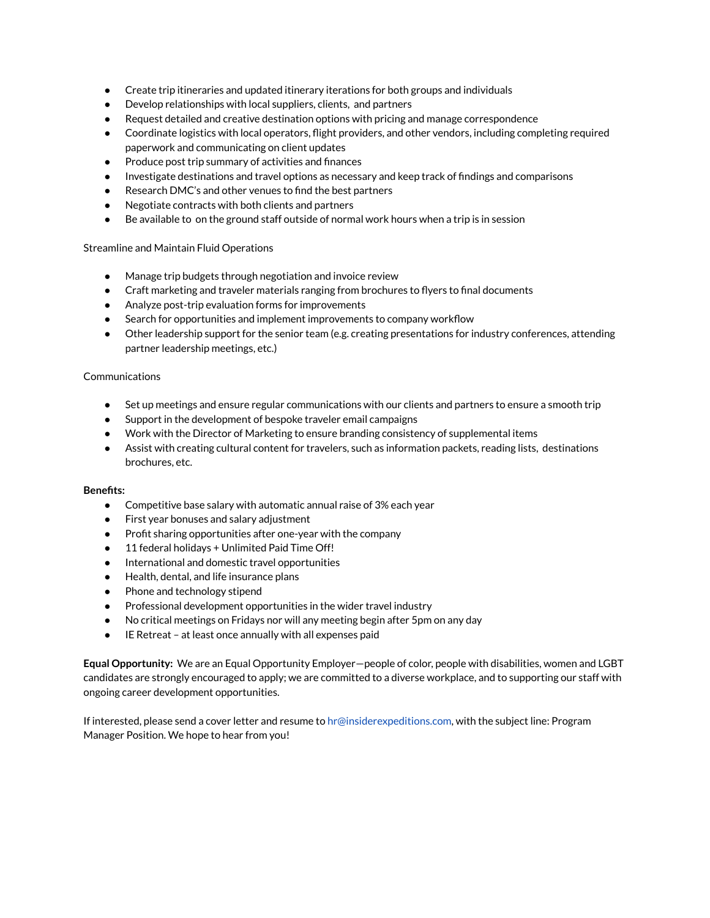- Create trip itineraries and updated itinerary iterations for both groups and individuals
- Develop relationships with local suppliers, clients, and partners
- Request detailed and creative destination options with pricing and manage correspondence
- Coordinate logistics with local operators, flight providers, and other vendors, including completing required paperwork and communicating on client updates
- Produce post trip summary of activities and finances
- Investigate destinations and travel options as necessary and keep track of findings and comparisons
- Research DMC's and other venues to find the best partners
- Negotiate contracts with both clients and partners
- Be available to on the ground staff outside of normal work hours when a trip is in session

Streamline and Maintain Fluid Operations

- Manage trip budgets through negotiation and invoice review
- Craft marketing and traveler materials ranging from brochures to flyers to final documents
- Analyze post-trip evaluation forms for improvements
- Search for opportunities and implement improvements to company workflow
- Other leadership support for the senior team (e.g. creating presentations for industry conferences, attending partner leadership meetings, etc.)

Communications

- Set up meetings and ensure regular communications with our clients and partners to ensure a smooth trip
- Support in the development of bespoke traveler email campaigns
- Work with the Director of Marketing to ensure branding consistency of supplemental items
- Assist with creating cultural content for travelers, such as information packets, reading lists, destinations brochures, etc.

**Benefits:**

- Competitive base salary with automatic annual raise of 3% each year
- First year bonuses and salary adjustment
- Profit sharing opportunities after one-year with the company
- 11 federal holidays + Unlimited Paid Time Off!
- International and domestic travel opportunities
- Health, dental, and life insurance plans
- Phone and technology stipend
- Professional development opportunities in the wider travel industry
- No critical meetings on Fridays nor will any meeting begin after 5pm on any day
- IE Retreat – at least once annually with all expenses paid

**Equal Opportunity:** We are an Equal Opportunity Employer—people of color, people with disabilities, women and LGBT candidates are strongly encouraged to apply; we are committed to a diverse workplace, and to supporting our staff with ongoing career development opportunities.

If interested, please send a cover letter and resume to hr@insiderexpeditions.com, with the subject line: Program Manager Position. We hope to hear from you!